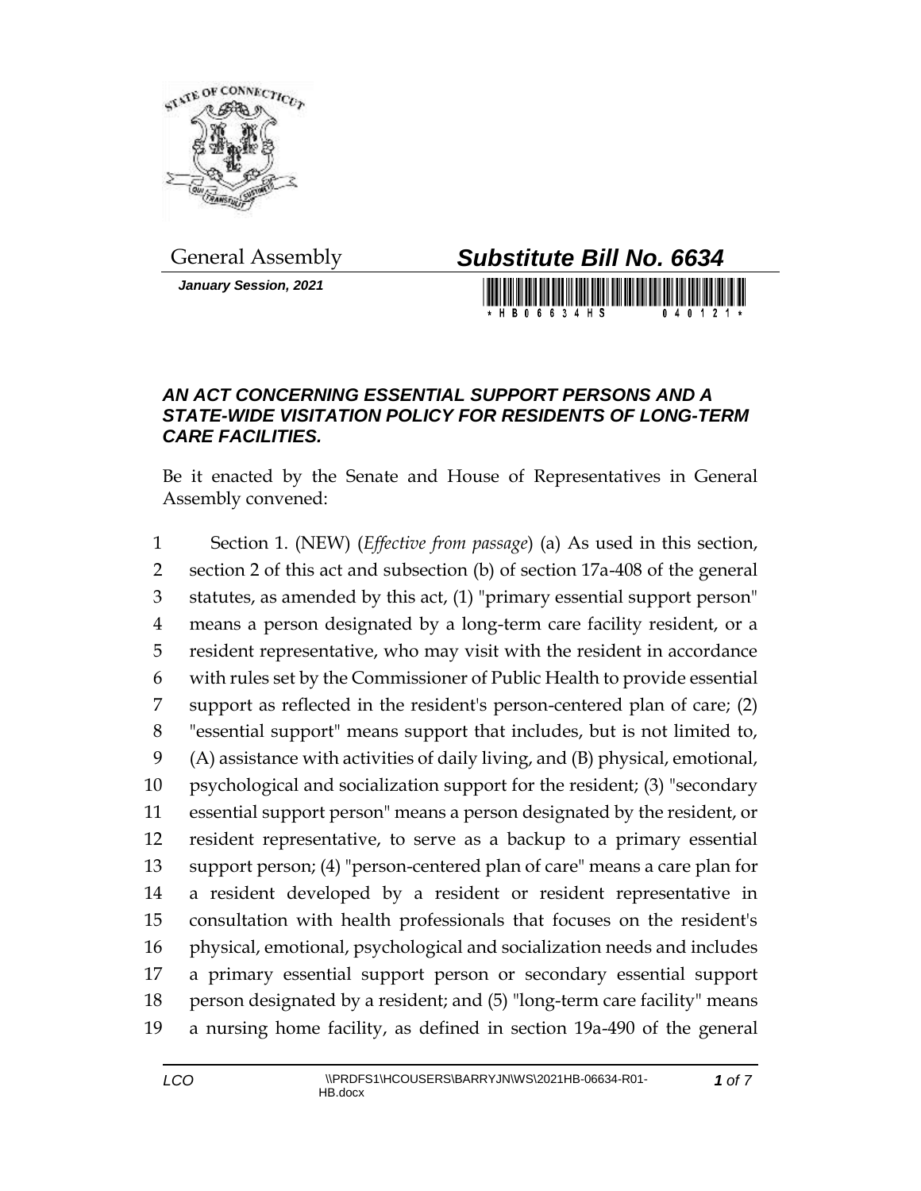General Assembly

***Substitute Bill No. 6634***

***January Session, 2021***

### *AN ACT CONCERNING ESSENTIAL SUPPORT PERSONS AND A STATE-WIDE VISITATION POLICY FOR RESIDENTS OF LONG-TERM CARE FACILITIES.*

Be it enacted by the Senate and House of Representatives in General Assembly convened:

1 Section 1. (NEW) (*Effective from passage*) (a) As used in this section,
2 section 2 of this act and subsection (b) of section 17a-408 of the general
3 statutes, as amended by this act, (1) "primary essential support person"
4 means a person designated by a long-term care facility resident, or a
5 resident representative, who may visit with the resident in accordance
6 with rules set by the Commissioner of Public Health to provide essential
7 support as reflected in the resident's person-centered plan of care; (2)
8 "essential support" means support that includes, but is not limited to,
9 (A) assistance with activities of daily living, and (B) physical, emotional,
10 psychological and socialization support for the resident; (3) "secondary
11 essential support person" means a person designated by the resident, or
12 resident representative, to serve as a backup to a primary essential
13 support person; (4) "person-centered plan of care" means a care plan for
14 a resident developed by a resident or resident representative in
15 consultation with health professionals that focuses on the resident's
16 physical, emotional, psychological and socialization needs and includes
17 a primary essential support person or secondary essential support
18 person designated by a resident; and (5) "long-term care facility" means
19 a nursing home facility, as defined in section 19a-490 of the general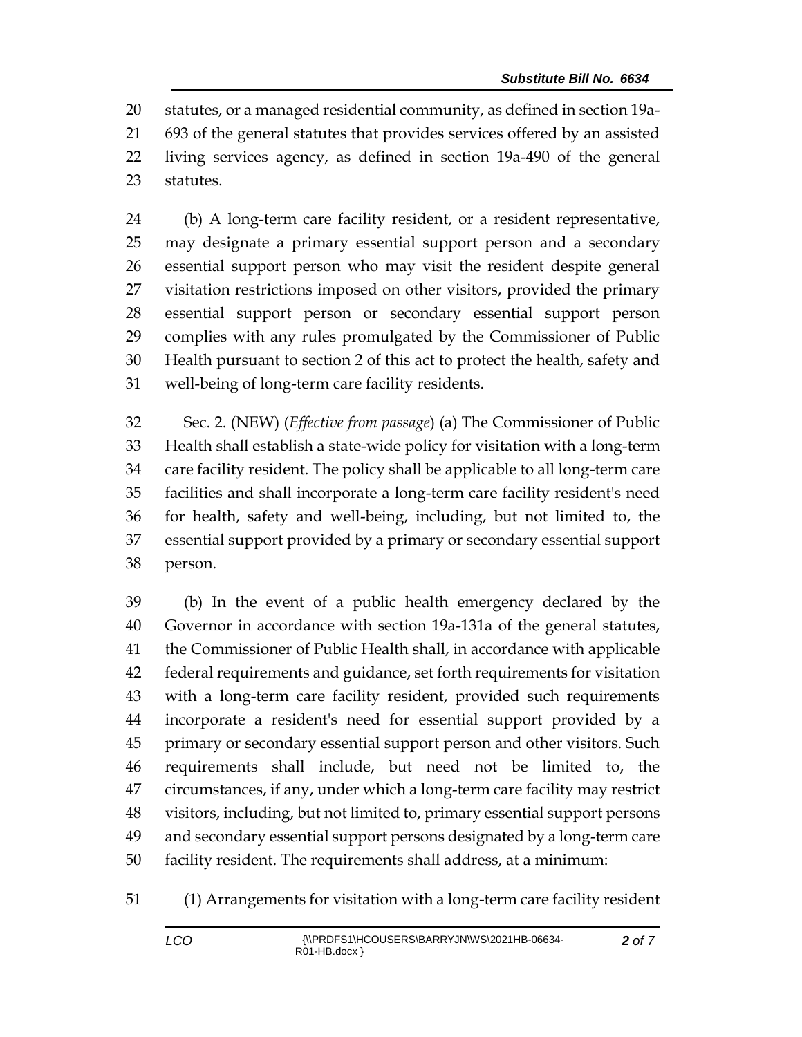statutes, or a managed residential community, as defined in section 19a-693 of the general statutes that provides services offered by an assisted living services agency, as defined in section 19a-490 of the general statutes.

(b) A long-term care facility resident, or a resident representative, may designate a primary essential support person and a secondary essential support person who may visit the resident despite general visitation restrictions imposed on other visitors, provided the primary essential support person or secondary essential support person complies with any rules promulgated by the Commissioner of Public Health pursuant to section 2 of this act to protect the health, safety and well-being of long-term care facility residents.

Sec. 2. (NEW) (*Effective from passage*) (a) The Commissioner of Public Health shall establish a state-wide policy for visitation with a long-term care facility resident. The policy shall be applicable to all long-term care facilities and shall incorporate a long-term care facility resident's need for health, safety and well-being, including, but not limited to, the essential support provided by a primary or secondary essential support person.

(b) In the event of a public health emergency declared by the Governor in accordance with section 19a-131a of the general statutes, the Commissioner of Public Health shall, in accordance with applicable federal requirements and guidance, set forth requirements for visitation with a long-term care facility resident, provided such requirements incorporate a resident's need for essential support provided by a primary or secondary essential support person and other visitors. Such requirements shall include, but need not be limited to, the circumstances, if any, under which a long-term care facility may restrict visitors, including, but not limited to, primary essential support persons and secondary essential support persons designated by a long-term care facility resident. The requirements shall address, at a minimum:

(1) Arrangements for visitation with a long-term care facility resident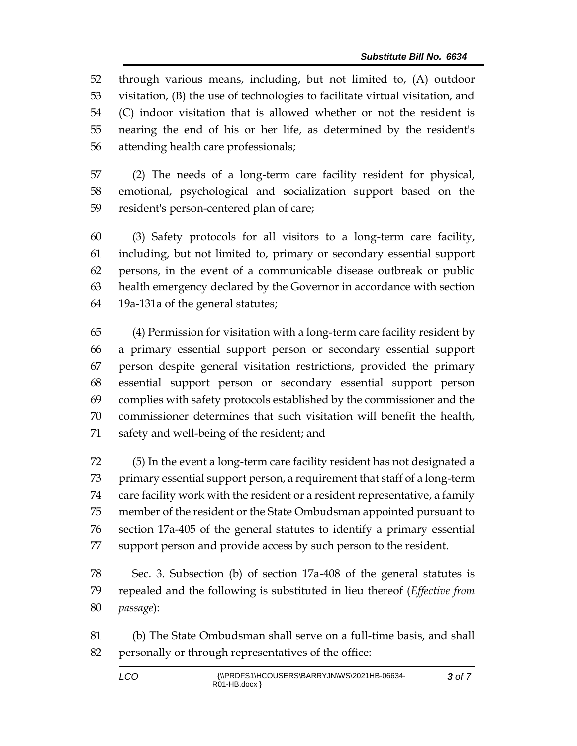through various means, including, but not limited to, (A) outdoor visitation, (B) the use of technologies to facilitate virtual visitation, and (C) indoor visitation that is allowed whether or not the resident is nearing the end of his or her life, as determined by the resident's attending health care professionals;

(2) The needs of a long-term care facility resident for physical, emotional, psychological and socialization support based on the resident's person-centered plan of care;

(3) Safety protocols for all visitors to a long-term care facility, including, but not limited to, primary or secondary essential support persons, in the event of a communicable disease outbreak or public health emergency declared by the Governor in accordance with section 19a-131a of the general statutes;

(4) Permission for visitation with a long-term care facility resident by a primary essential support person or secondary essential support person despite general visitation restrictions, provided the primary essential support person or secondary essential support person complies with safety protocols established by the commissioner and the commissioner determines that such visitation will benefit the health, safety and well-being of the resident; and

(5) In the event a long-term care facility resident has not designated a primary essential support person, a requirement that staff of a long-term care facility work with the resident or a resident representative, a family member of the resident or the State Ombudsman appointed pursuant to section 17a-405 of the general statutes to identify a primary essential support person and provide access by such person to the resident.

Sec. 3. Subsection (b) of section 17a-408 of the general statutes is repealed and the following is substituted in lieu thereof (*Effective from passage*):

(b) The State Ombudsman shall serve on a full-time basis, and shall personally or through representatives of the office: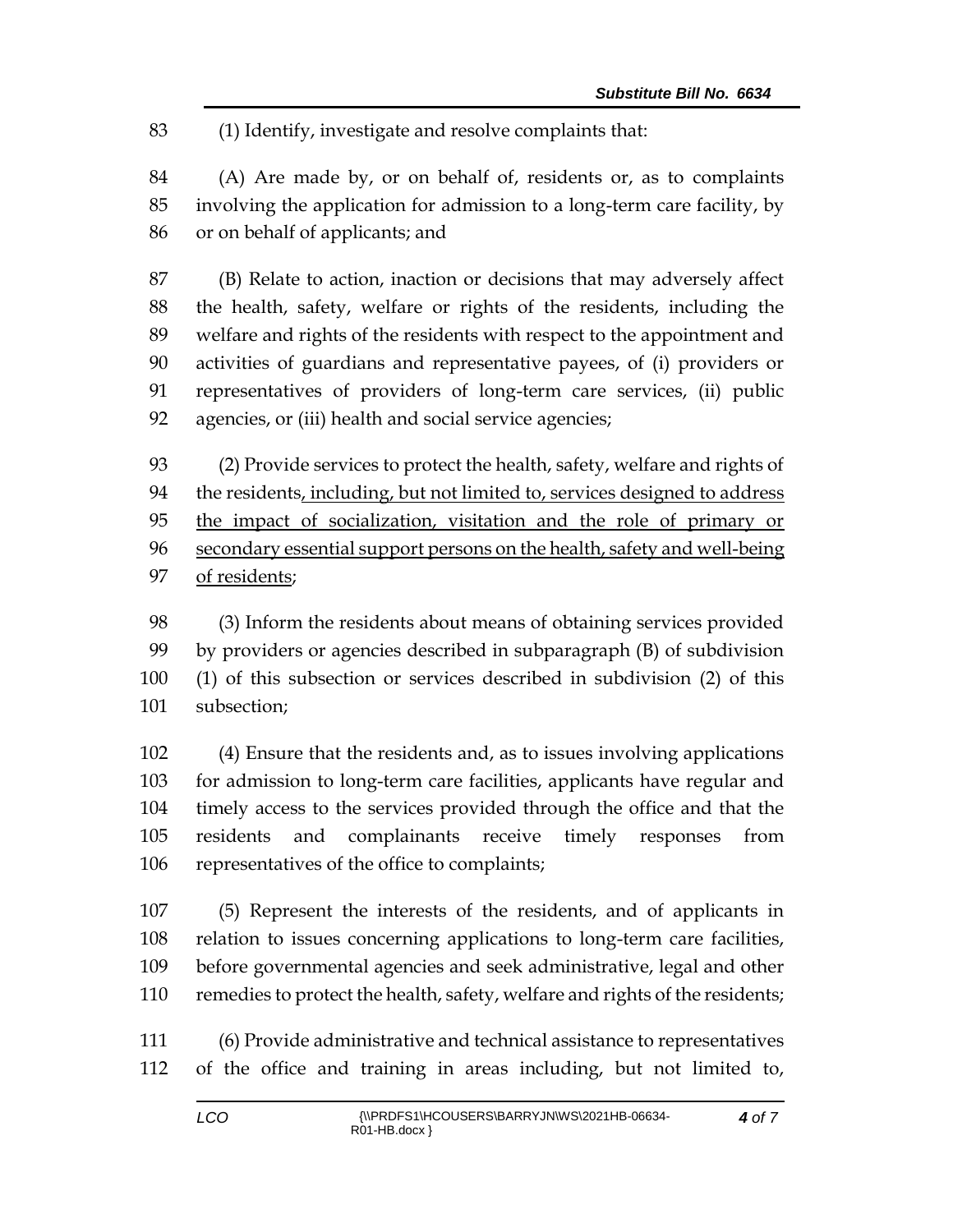(1) Identify, investigate and resolve complaints that:

(A) Are made by, or on behalf of, residents or, as to complaints involving the application for admission to a long-term care facility, by or on behalf of applicants; and

(B) Relate to action, inaction or decisions that may adversely affect the health, safety, welfare or rights of the residents, including the welfare and rights of the residents with respect to the appointment and activities of guardians and representative payees, of (i) providers or representatives of providers of long-term care services, (ii) public agencies, or (iii) health and social service agencies;

(2) Provide services to protect the health, safety, welfare and rights of the residents<u>, including, but not limited to, services designed to address the impact of socialization, visitation and the role of primary or secondary essential support persons on the health, safety and well-being of residents</u>;

(3) Inform the residents about means of obtaining services provided by providers or agencies described in subparagraph (B) of subdivision (1) of this subsection or services described in subdivision (2) of this subsection;

(4) Ensure that the residents and, as to issues involving applications for admission to long-term care facilities, applicants have regular and timely access to the services provided through the office and that the residents and complainants receive timely responses from representatives of the office to complaints;

(5) Represent the interests of the residents, and of applicants in relation to issues concerning applications to long-term care facilities, before governmental agencies and seek administrative, legal and other remedies to protect the health, safety, welfare and rights of the residents;

(6) Provide administrative and technical assistance to representatives of the office and training in areas including, but not limited to,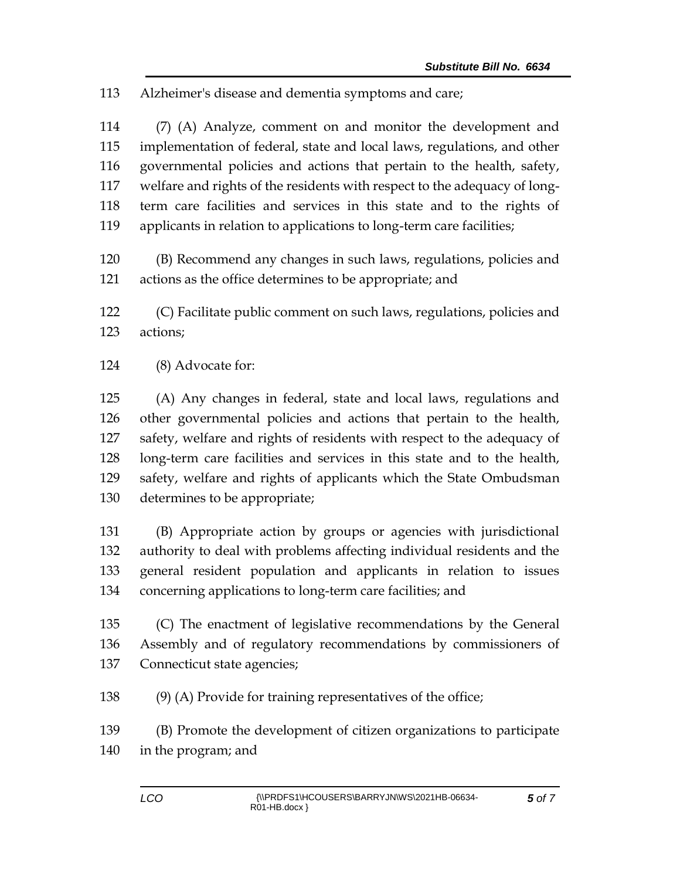Alzheimer's disease and dementia symptoms and care;

(7) (A) Analyze, comment on and monitor the development and implementation of federal, state and local laws, regulations, and other governmental policies and actions that pertain to the health, safety, welfare and rights of the residents with respect to the adequacy of long-term care facilities and services in this state and to the rights of applicants in relation to applications to long-term care facilities;

(B) Recommend any changes in such laws, regulations, policies and actions as the office determines to be appropriate; and

(C) Facilitate public comment on such laws, regulations, policies and actions;

(8) Advocate for:

(A) Any changes in federal, state and local laws, regulations and other governmental policies and actions that pertain to the health, safety, welfare and rights of residents with respect to the adequacy of long-term care facilities and services in this state and to the health, safety, welfare and rights of applicants which the State Ombudsman determines to be appropriate;

(B) Appropriate action by groups or agencies with jurisdictional authority to deal with problems affecting individual residents and the general resident population and applicants in relation to issues concerning applications to long-term care facilities; and

(C) The enactment of legislative recommendations by the General Assembly and of regulatory recommendations by commissioners of Connecticut state agencies;

(9) (A) Provide for training representatives of the office;

(B) Promote the development of citizen organizations to participate in the program; and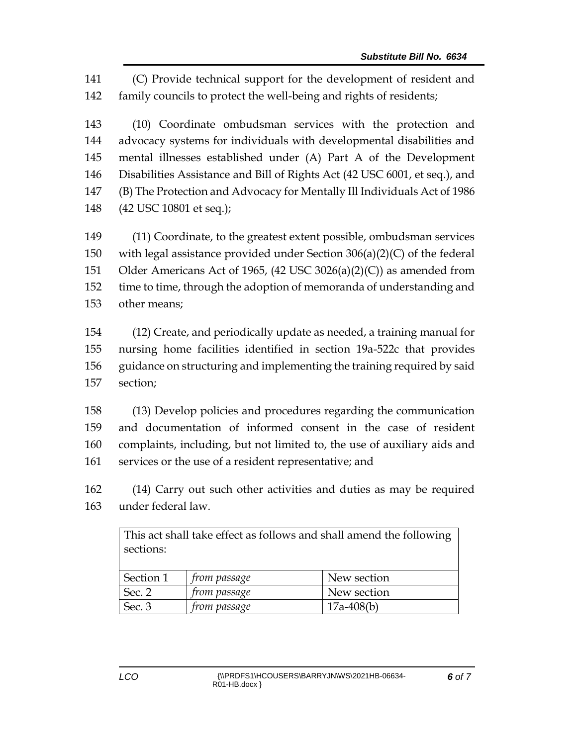(C) Provide technical support for the development of resident and family councils to protect the well-being and rights of residents;

(10) Coordinate ombudsman services with the protection and advocacy systems for individuals with developmental disabilities and mental illnesses established under (A) Part A of the Development Disabilities Assistance and Bill of Rights Act (42 USC 6001, et seq.), and (B) The Protection and Advocacy for Mentally Ill Individuals Act of 1986 (42 USC 10801 et seq.);

(11) Coordinate, to the greatest extent possible, ombudsman services with legal assistance provided under Section 306(a)(2)(C) of the federal Older Americans Act of 1965, (42 USC 3026(a)(2)(C)) as amended from time to time, through the adoption of memoranda of understanding and other means;

(12) Create, and periodically update as needed, a training manual for nursing home facilities identified in section 19a-522c that provides guidance on structuring and implementing the training required by said section;

(13) Develop policies and procedures regarding the communication and documentation of informed consent in the case of resident complaints, including, but not limited to, the use of auxiliary aids and services or the use of a resident representative; and

(14) Carry out such other activities and duties as may be required under federal law.

| This act shall take effect as follows and shall amend the following sections: | | |
|---|---|---|
| Section 1 | *from passage* | New section |
| Sec. 2 | *from passage* | New section |
| Sec. 3 | *from passage* | 17a-408(b) |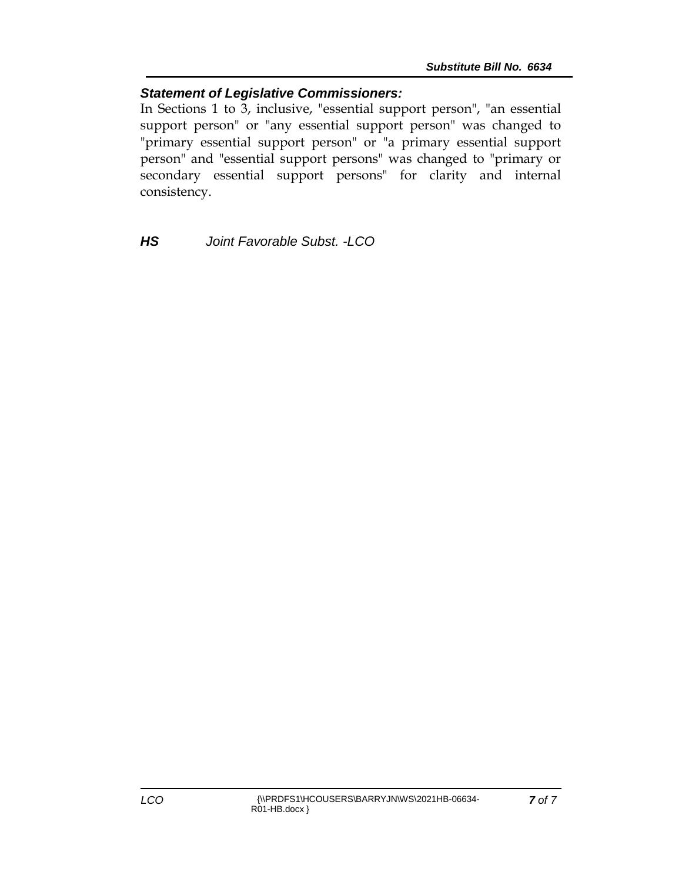### *Statement of Legislative Commissioners:*

In Sections 1 to 3, inclusive, "essential support person", "an essential support person" or "any essential support person" was changed to "primary essential support person" or "a primary essential support person" and "essential support persons" was changed to "primary or secondary essential support persons" for clarity and internal consistency.

***HS*** *Joint Favorable Subst. -LCO*